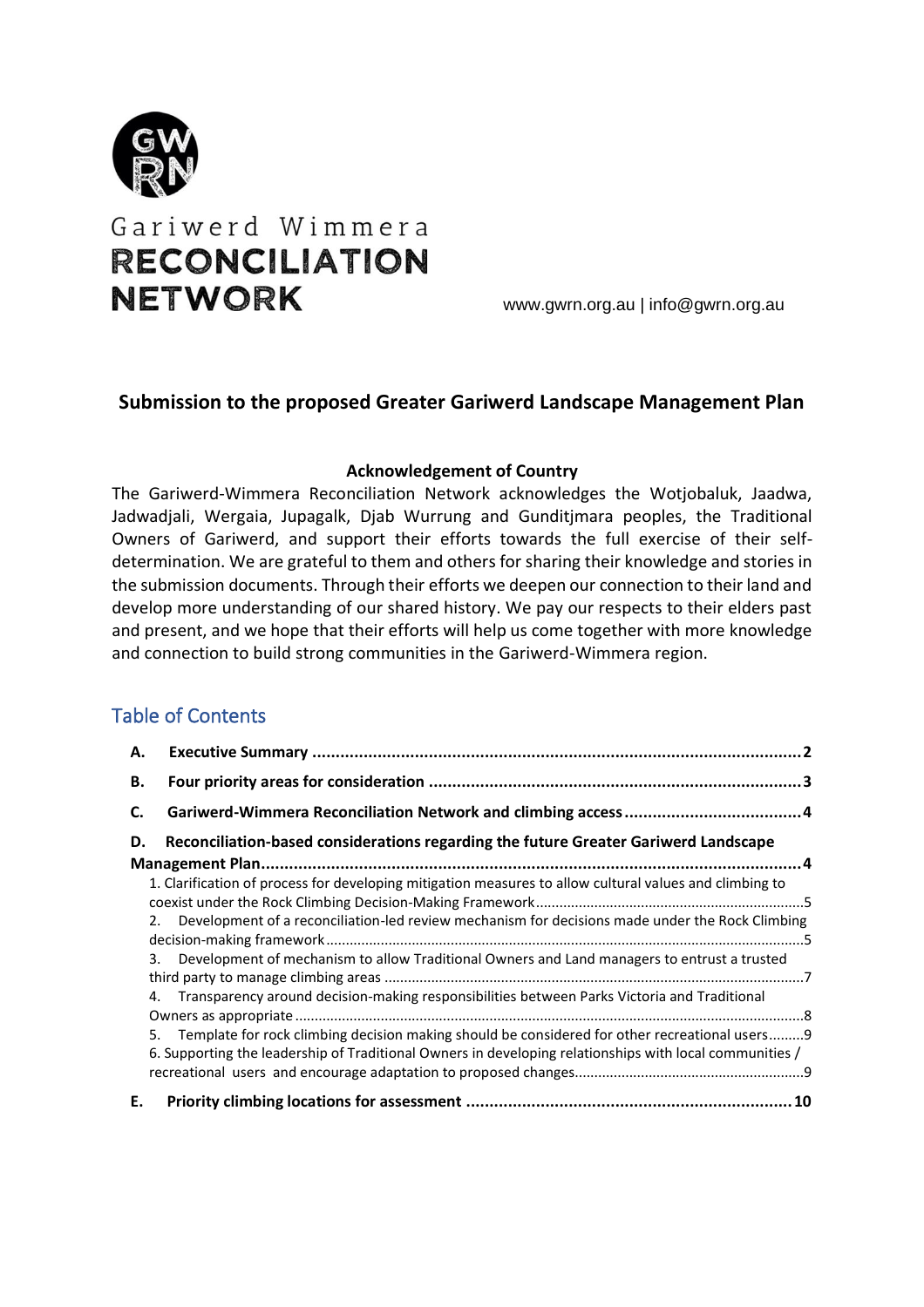Gariwerd Wimmera
**RECONCILIATION NETWORK**

www.gwrn.org.au | info@gwrn.org.au

# Submission to the proposed Greater Gariwerd Landscape Management Plan

**Acknowledgement of Country**

The Gariwerd-Wimmera Reconciliation Network acknowledges the Wotjobaluk, Jaadwa, Jadwadjali, Wergaia, Jupagalk, Djab Wurrung and Gunditjmara peoples, the Traditional Owners of Gariwerd, and support their efforts towards the full exercise of their self-determination. We are grateful to them and others for sharing their knowledge and stories in the submission documents. Through their efforts we deepen our connection to their land and develop more understanding of our shared history. We pay our respects to their elders past and present, and we hope that their efforts will help us come together with more knowledge and connection to build strong communities in the Gariwerd-Wimmera region.

## Table of Contents

**A. Executive Summary** ........ 2

**B. Four priority areas for consideration** ........ 3

**C. Gariwerd-Wimmera Reconciliation Network and climbing access** ........ 4

**D. Reconciliation-based considerations regarding the future Greater Gariwerd Landscape Management Plan** ........ 4

1. Clarification of process for developing mitigation measures to allow cultural values and climbing to coexist under the Rock Climbing Decision-Making Framework ........ 5
2. Development of a reconciliation-led review mechanism for decisions made under the Rock Climbing decision-making framework ........ 5
3. Development of mechanism to allow Traditional Owners and Land managers to entrust a trusted third party to manage climbing areas ........ 7
4. Transparency around decision-making responsibilities between Parks Victoria and Traditional Owners as appropriate ........ 8
5. Template for rock climbing decision making should be considered for other recreational users ........ 9
6. Supporting the leadership of Traditional Owners in developing relationships with local communities / recreational users and encourage adaptation to proposed changes ........ 9

**E. Priority climbing locations for assessment** ........ 10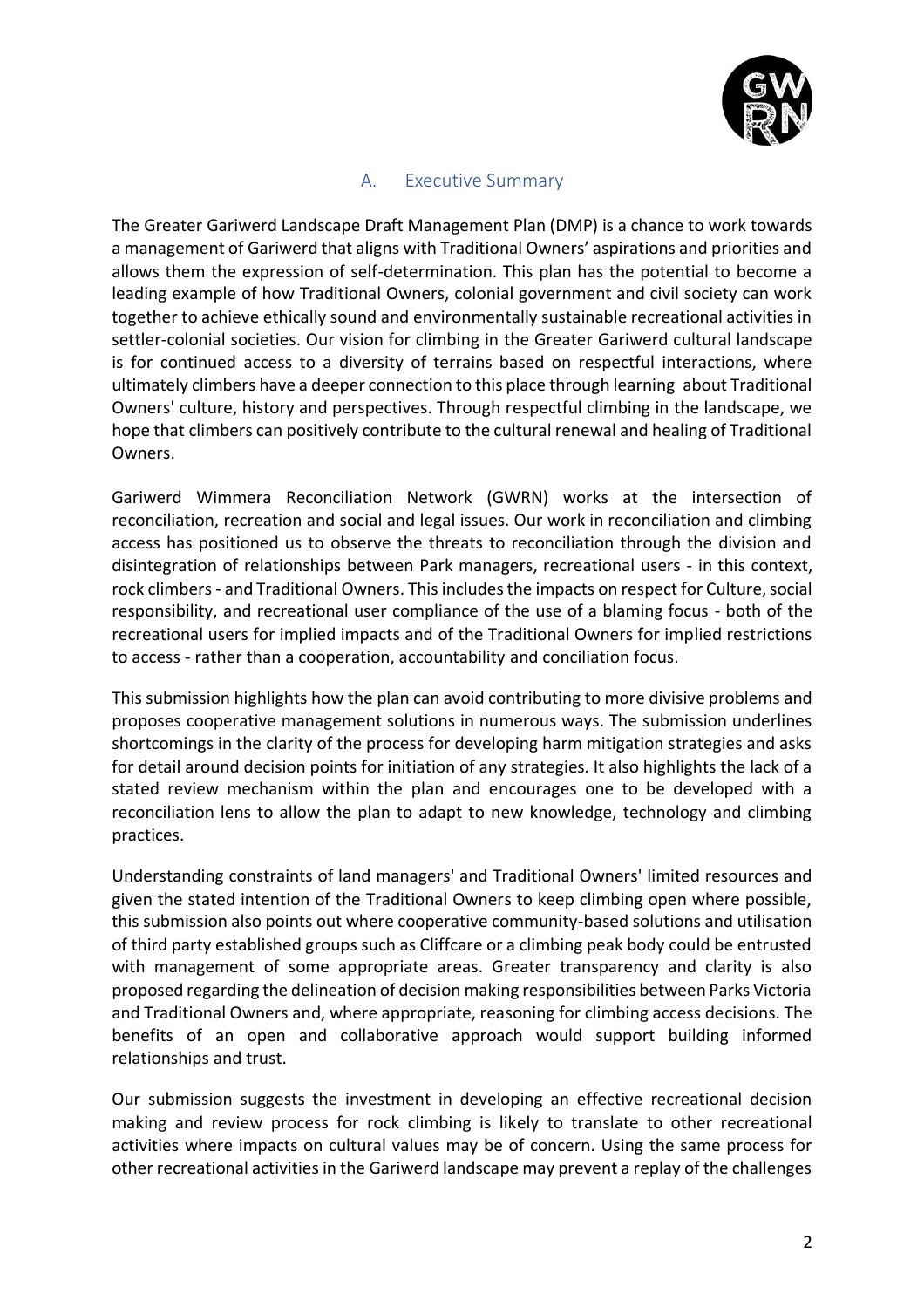## A. Executive Summary

The Greater Gariwerd Landscape Draft Management Plan (DMP) is a chance to work towards a management of Gariwerd that aligns with Traditional Owners' aspirations and priorities and allows them the expression of self-determination. This plan has the potential to become a leading example of how Traditional Owners, colonial government and civil society can work together to achieve ethically sound and environmentally sustainable recreational activities in settler-colonial societies. Our vision for climbing in the Greater Gariwerd cultural landscape is for continued access to a diversity of terrains based on respectful interactions, where ultimately climbers have a deeper connection to this place through learning about Traditional Owners' culture, history and perspectives. Through respectful climbing in the landscape, we hope that climbers can positively contribute to the cultural renewal and healing of Traditional Owners.

Gariwerd Wimmera Reconciliation Network (GWRN) works at the intersection of reconciliation, recreation and social and legal issues. Our work in reconciliation and climbing access has positioned us to observe the threats to reconciliation through the division and disintegration of relationships between Park managers, recreational users - in this context, rock climbers - and Traditional Owners. This includes the impacts on respect for Culture, social responsibility, and recreational user compliance of the use of a blaming focus - both of the recreational users for implied impacts and of the Traditional Owners for implied restrictions to access - rather than a cooperation, accountability and conciliation focus.

This submission highlights how the plan can avoid contributing to more divisive problems and proposes cooperative management solutions in numerous ways. The submission underlines shortcomings in the clarity of the process for developing harm mitigation strategies and asks for detail around decision points for initiation of any strategies. It also highlights the lack of a stated review mechanism within the plan and encourages one to be developed with a reconciliation lens to allow the plan to adapt to new knowledge, technology and climbing practices.

Understanding constraints of land managers' and Traditional Owners' limited resources and given the stated intention of the Traditional Owners to keep climbing open where possible, this submission also points out where cooperative community-based solutions and utilisation of third party established groups such as Cliffcare or a climbing peak body could be entrusted with management of some appropriate areas. Greater transparency and clarity is also proposed regarding the delineation of decision making responsibilities between Parks Victoria and Traditional Owners and, where appropriate, reasoning for climbing access decisions. The benefits of an open and collaborative approach would support building informed relationships and trust.

Our submission suggests the investment in developing an effective recreational decision making and review process for rock climbing is likely to translate to other recreational activities where impacts on cultural values may be of concern. Using the same process for other recreational activities in the Gariwerd landscape may prevent a replay of the challenges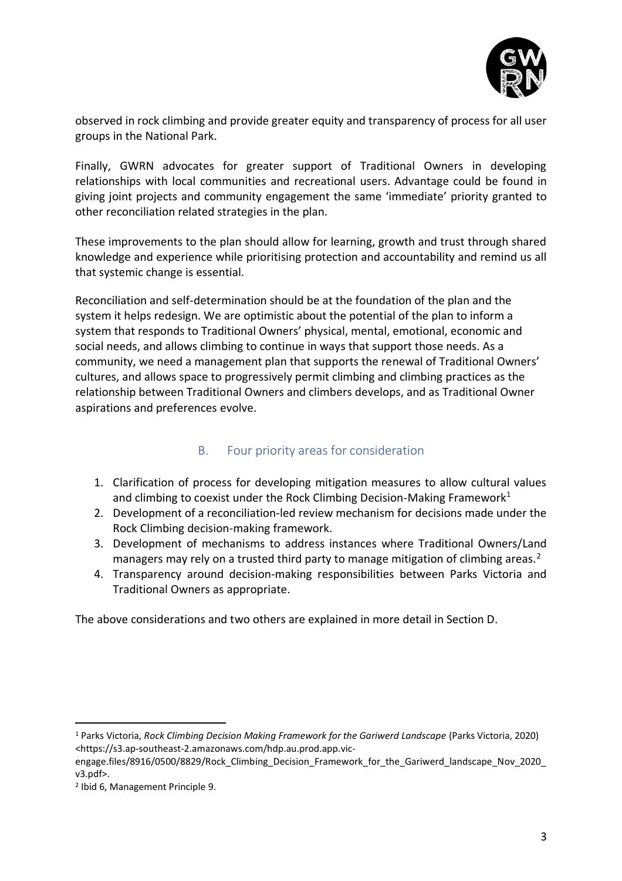observed in rock climbing and provide greater equity and transparency of process for all user groups in the National Park.

Finally, GWRN advocates for greater support of Traditional Owners in developing relationships with local communities and recreational users. Advantage could be found in giving joint projects and community engagement the same 'immediate' priority granted to other reconciliation related strategies in the plan.

These improvements to the plan should allow for learning, growth and trust through shared knowledge and experience while prioritising protection and accountability and remind us all that systemic change is essential.

Reconciliation and self-determination should be at the foundation of the plan and the system it helps redesign. We are optimistic about the potential of the plan to inform a system that responds to Traditional Owners' physical, mental, emotional, economic and social needs, and allows climbing to continue in ways that support those needs. As a community, we need a management plan that supports the renewal of Traditional Owners' cultures, and allows space to progressively permit climbing and climbing practices as the relationship between Traditional Owners and climbers develops, and as Traditional Owner aspirations and preferences evolve.

## B. Four priority areas for consideration

1. Clarification of process for developing mitigation measures to allow cultural values and climbing to coexist under the Rock Climbing Decision-Making Framework[1]
2. Development of a reconciliation-led review mechanism for decisions made under the Rock Climbing decision-making framework.
3. Development of mechanisms to address instances where Traditional Owners/Land managers may rely on a trusted third party to manage mitigation of climbing areas.[2]
4. Transparency around decision-making responsibilities between Parks Victoria and Traditional Owners as appropriate.

The above considerations and two others are explained in more detail in Section D.

---

[1] Parks Victoria, *Rock Climbing Decision Making Framework for the Gariwerd Landscape* (Parks Victoria, 2020) <https://s3.ap-southeast-2.amazonaws.com/hdp.au.prod.app.vic-engage.files/8916/0500/8829/Rock_Climbing_Decision_Framework_for_the_Gariwerd_landscape_Nov_2020_v3.pdf>.

[2] Ibid 6, Management Principle 9.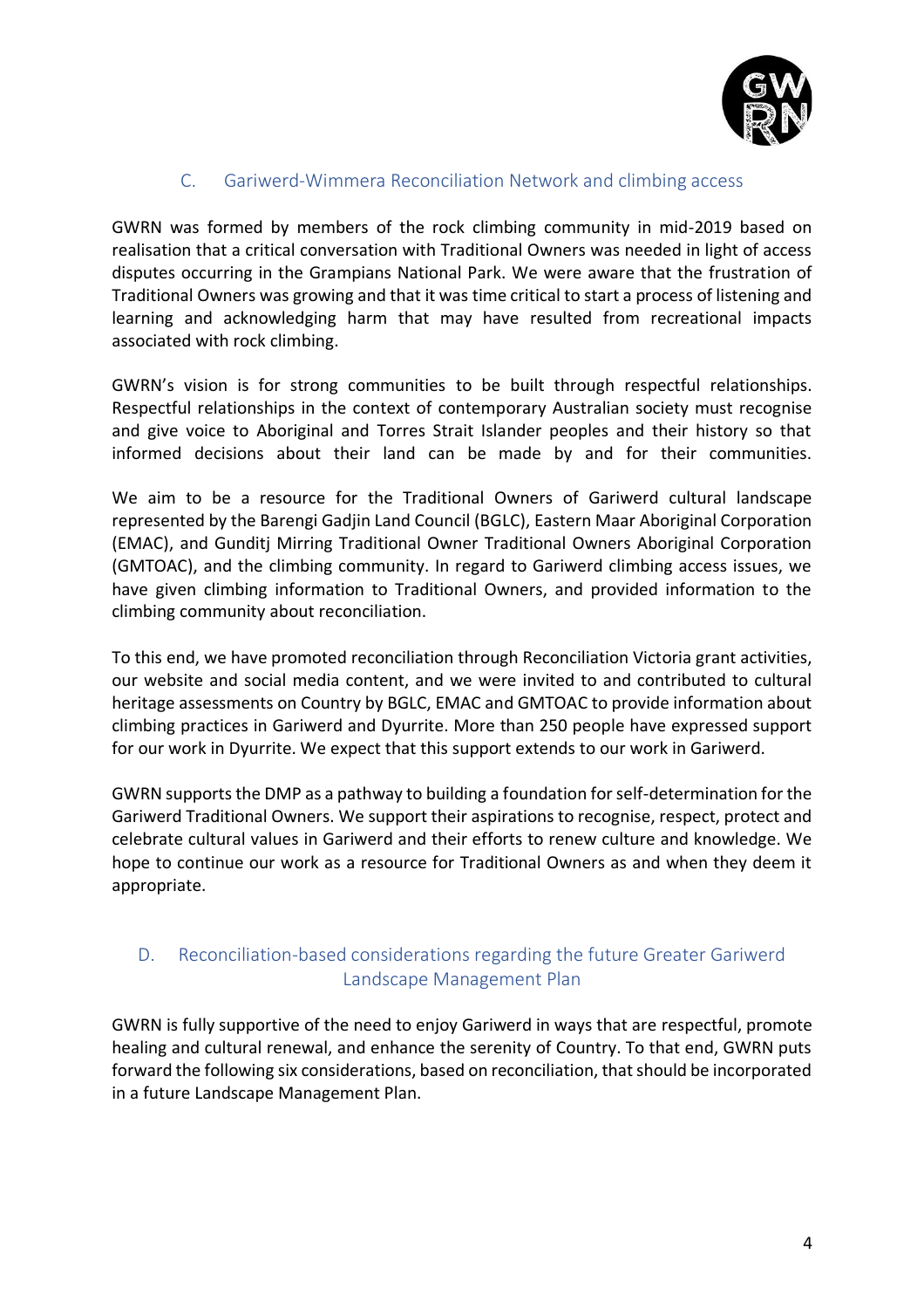## C. Gariwerd-Wimmera Reconciliation Network and climbing access

GWRN was formed by members of the rock climbing community in mid-2019 based on realisation that a critical conversation with Traditional Owners was needed in light of access disputes occurring in the Grampians National Park. We were aware that the frustration of Traditional Owners was growing and that it was time critical to start a process of listening and learning and acknowledging harm that may have resulted from recreational impacts associated with rock climbing.

GWRN's vision is for strong communities to be built through respectful relationships. Respectful relationships in the context of contemporary Australian society must recognise and give voice to Aboriginal and Torres Strait Islander peoples and their history so that informed decisions about their land can be made by and for their communities.

We aim to be a resource for the Traditional Owners of Gariwerd cultural landscape represented by the Barengi Gadjin Land Council (BGLC), Eastern Maar Aboriginal Corporation (EMAC), and Gunditj Mirring Traditional Owner Traditional Owners Aboriginal Corporation (GMTOAC), and the climbing community. In regard to Gariwerd climbing access issues, we have given climbing information to Traditional Owners, and provided information to the climbing community about reconciliation.

To this end, we have promoted reconciliation through Reconciliation Victoria grant activities, our website and social media content, and we were invited to and contributed to cultural heritage assessments on Country by BGLC, EMAC and GMTOAC to provide information about climbing practices in Gariwerd and Dyurrite. More than 250 people have expressed support for our work in Dyurrite. We expect that this support extends to our work in Gariwerd.

GWRN supports the DMP as a pathway to building a foundation for self-determination for the Gariwerd Traditional Owners. We support their aspirations to recognise, respect, protect and celebrate cultural values in Gariwerd and their efforts to renew culture and knowledge. We hope to continue our work as a resource for Traditional Owners as and when they deem it appropriate.

## D. Reconciliation-based considerations regarding the future Greater Gariwerd Landscape Management Plan

GWRN is fully supportive of the need to enjoy Gariwerd in ways that are respectful, promote healing and cultural renewal, and enhance the serenity of Country. To that end, GWRN puts forward the following six considerations, based on reconciliation, that should be incorporated in a future Landscape Management Plan.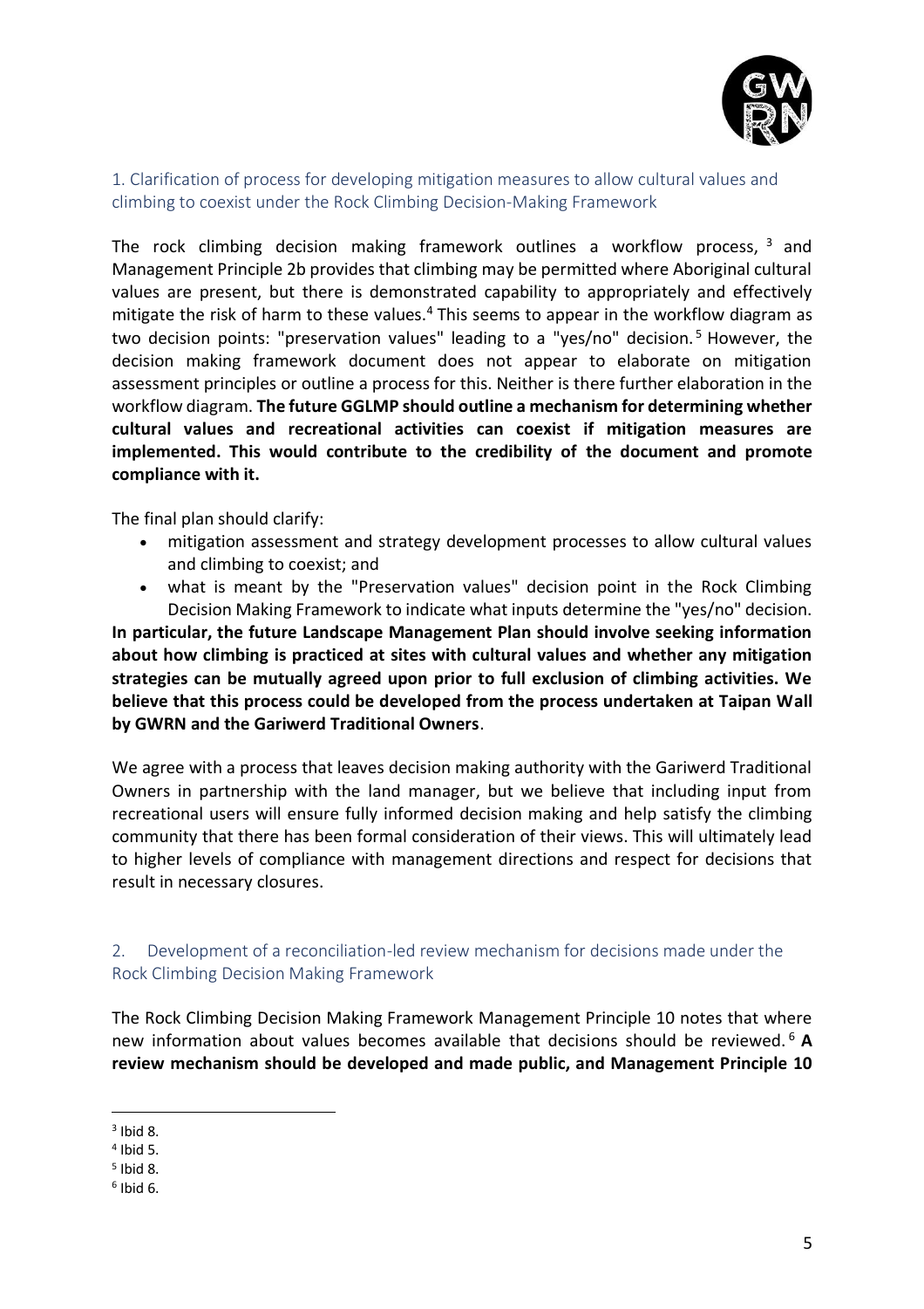## 1. Clarification of process for developing mitigation measures to allow cultural values and climbing to coexist under the Rock Climbing Decision-Making Framework

The rock climbing decision making framework outlines a workflow process, [3] and Management Principle 2b provides that climbing may be permitted where Aboriginal cultural values are present, but there is demonstrated capability to appropriately and effectively mitigate the risk of harm to these values.[4] This seems to appear in the workflow diagram as two decision points: "preservation values" leading to a "yes/no" decision.[5] However, the decision making framework document does not appear to elaborate on mitigation assessment principles or outline a process for this. Neither is there further elaboration in the workflow diagram. **The future GGLMP should outline a mechanism for determining whether cultural values and recreational activities can coexist if mitigation measures are implemented. This would contribute to the credibility of the document and promote compliance with it.**

The final plan should clarify:

- mitigation assessment and strategy development processes to allow cultural values and climbing to coexist; and
- what is meant by the "Preservation values" decision point in the Rock Climbing Decision Making Framework to indicate what inputs determine the "yes/no" decision.

**In particular, the future Landscape Management Plan should involve seeking information about how climbing is practiced at sites with cultural values and whether any mitigation strategies can be mutually agreed upon prior to full exclusion of climbing activities. We believe that this process could be developed from the process undertaken at Taipan Wall by GWRN and the Gariwerd Traditional Owners**.

We agree with a process that leaves decision making authority with the Gariwerd Traditional Owners in partnership with the land manager, but we believe that including input from recreational users will ensure fully informed decision making and help satisfy the climbing community that there has been formal consideration of their views. This will ultimately lead to higher levels of compliance with management directions and respect for decisions that result in necessary closures.

## 2. Development of a reconciliation-led review mechanism for decisions made under the Rock Climbing Decision Making Framework

The Rock Climbing Decision Making Framework Management Principle 10 notes that where new information about values becomes available that decisions should be reviewed.[6] **A review mechanism should be developed and made public, and Management Principle 10**

---

[3] Ibid 8.

[4] Ibid 5.

[5] Ibid 8.

[6] Ibid 6.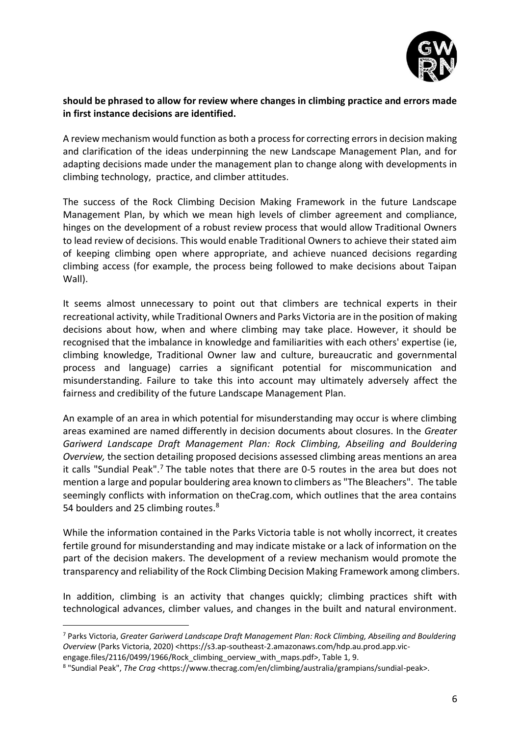**should be phrased to allow for review where changes in climbing practice and errors made in first instance decisions are identified.**

A review mechanism would function as both a process for correcting errors in decision making and clarification of the ideas underpinning the new Landscape Management Plan, and for adapting decisions made under the management plan to change along with developments in climbing technology, practice, and climber attitudes.

The success of the Rock Climbing Decision Making Framework in the future Landscape Management Plan, by which we mean high levels of climber agreement and compliance, hinges on the development of a robust review process that would allow Traditional Owners to lead review of decisions. This would enable Traditional Owners to achieve their stated aim of keeping climbing open where appropriate, and achieve nuanced decisions regarding climbing access (for example, the process being followed to make decisions about Taipan Wall).

It seems almost unnecessary to point out that climbers are technical experts in their recreational activity, while Traditional Owners and Parks Victoria are in the position of making decisions about how, when and where climbing may take place. However, it should be recognised that the imbalance in knowledge and familiarities with each others' expertise (ie, climbing knowledge, Traditional Owner law and culture, bureaucratic and governmental process and language) carries a significant potential for miscommunication and misunderstanding. Failure to take this into account may ultimately adversely affect the fairness and credibility of the future Landscape Management Plan.

An example of an area in which potential for misunderstanding may occur is where climbing areas examined are named differently in decision documents about closures. In the *Greater Gariwerd Landscape Draft Management Plan: Rock Climbing, Abseiling and Bouldering Overview,* the section detailing proposed decisions assessed climbing areas mentions an area it calls "Sundial Peak".[7] The table notes that there are 0-5 routes in the area but does not mention a large and popular bouldering area known to climbers as "The Bleachers". The table seemingly conflicts with information on theCrag.com, which outlines that the area contains 54 boulders and 25 climbing routes.[8]

While the information contained in the Parks Victoria table is not wholly incorrect, it creates fertile ground for misunderstanding and may indicate mistake or a lack of information on the part of the decision makers. The development of a review mechanism would promote the transparency and reliability of the Rock Climbing Decision Making Framework among climbers.

In addition, climbing is an activity that changes quickly; climbing practices shift with technological advances, climber values, and changes in the built and natural environment.

---

[7] Parks Victoria, *Greater Gariwerd Landscape Draft Management Plan: Rock Climbing, Abseiling and Bouldering Overview* (Parks Victoria, 2020) <https://s3.ap-southeast-2.amazonaws.com/hdp.au.prod.app.vic-engage.files/2116/0499/1966/Rock_climbing_oerview_with_maps.pdf>, Table 1, 9.

[8] "Sundial Peak", *The Crag* <https://www.thecrag.com/en/climbing/australia/grampians/sundial-peak>.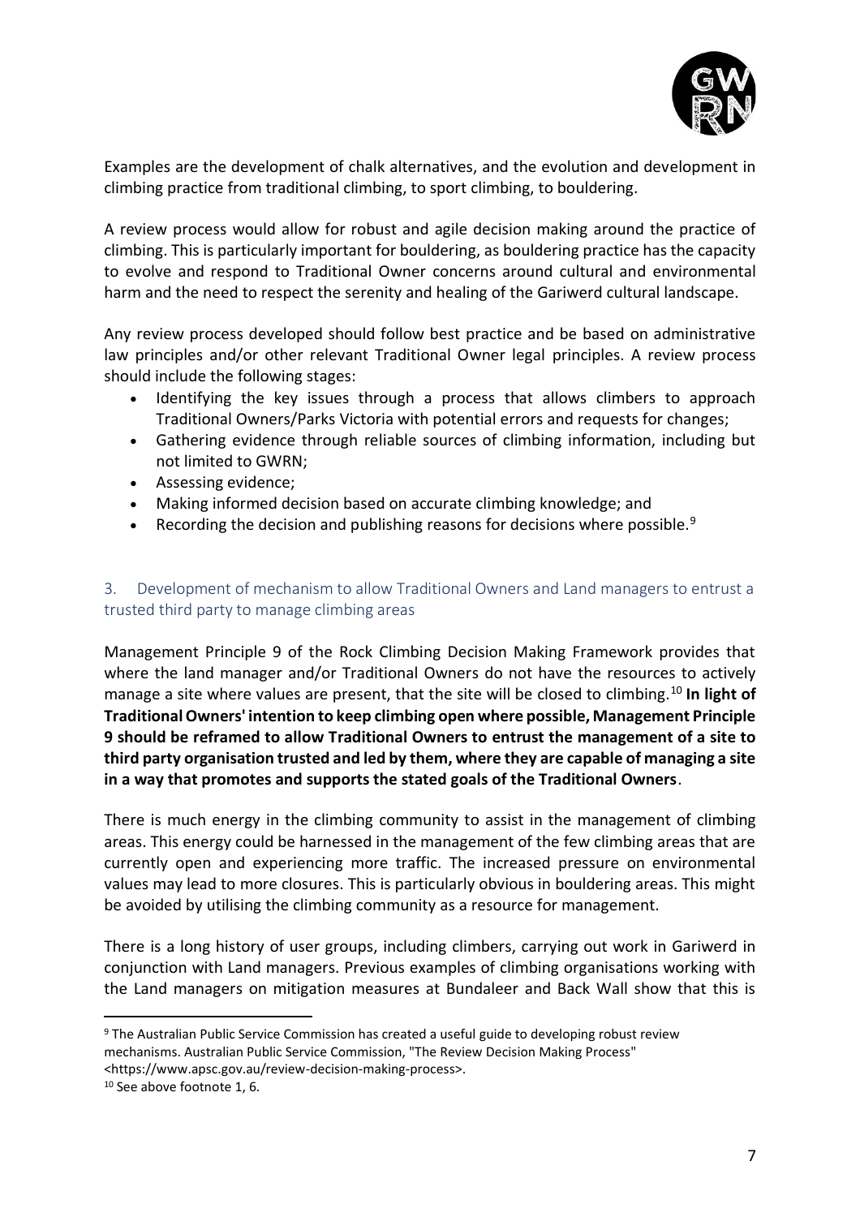Examples are the development of chalk alternatives, and the evolution and development in climbing practice from traditional climbing, to sport climbing, to bouldering.

A review process would allow for robust and agile decision making around the practice of climbing. This is particularly important for bouldering, as bouldering practice has the capacity to evolve and respond to Traditional Owner concerns around cultural and environmental harm and the need to respect the serenity and healing of the Gariwerd cultural landscape.

Any review process developed should follow best practice and be based on administrative law principles and/or other relevant Traditional Owner legal principles. A review process should include the following stages:

- Identifying the key issues through a process that allows climbers to approach Traditional Owners/Parks Victoria with potential errors and requests for changes;
- Gathering evidence through reliable sources of climbing information, including but not limited to GWRN;
- Assessing evidence;
- Making informed decision based on accurate climbing knowledge; and
- Recording the decision and publishing reasons for decisions where possible.[9]

### 3. Development of mechanism to allow Traditional Owners and Land managers to entrust a trusted third party to manage climbing areas

Management Principle 9 of the Rock Climbing Decision Making Framework provides that where the land manager and/or Traditional Owners do not have the resources to actively manage a site where values are present, that the site will be closed to climbing.[10] **In light of Traditional Owners' intention to keep climbing open where possible, Management Principle 9 should be reframed to allow Traditional Owners to entrust the management of a site to third party organisation trusted and led by them, where they are capable of managing a site in a way that promotes and supports the stated goals of the Traditional Owners**.

There is much energy in the climbing community to assist in the management of climbing areas. This energy could be harnessed in the management of the few climbing areas that are currently open and experiencing more traffic. The increased pressure on environmental values may lead to more closures. This is particularly obvious in bouldering areas. This might be avoided by utilising the climbing community as a resource for management.

There is a long history of user groups, including climbers, carrying out work in Gariwerd in conjunction with Land managers. Previous examples of climbing organisations working with the Land managers on mitigation measures at Bundaleer and Back Wall show that this is

---

[9] The Australian Public Service Commission has created a useful guide to developing robust review mechanisms. Australian Public Service Commission, "The Review Decision Making Process" <https://www.apsc.gov.au/review-decision-making-process>.

[10] See above footnote 1, 6.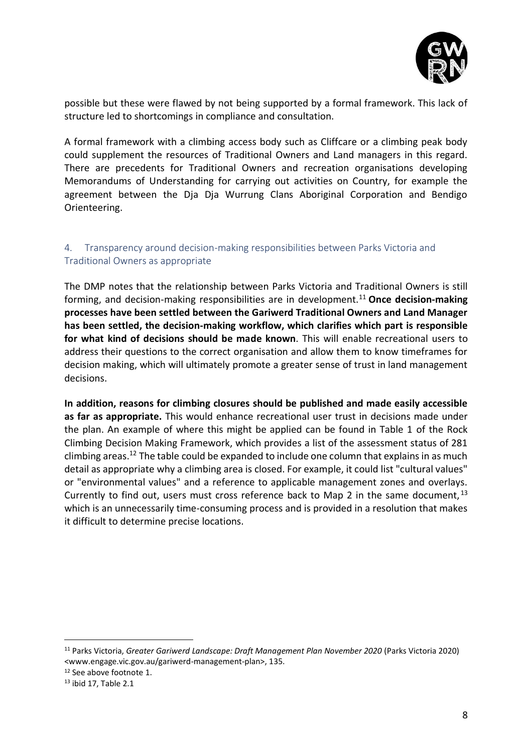possible but these were flawed by not being supported by a formal framework. This lack of structure led to shortcomings in compliance and consultation.

A formal framework with a climbing access body such as Cliffcare or a climbing peak body could supplement the resources of Traditional Owners and Land managers in this regard. There are precedents for Traditional Owners and recreation organisations developing Memorandums of Understanding for carrying out activities on Country, for example the agreement between the Dja Dja Wurrung Clans Aboriginal Corporation and Bendigo Orienteering.

## 4. Transparency around decision-making responsibilities between Parks Victoria and Traditional Owners as appropriate

The DMP notes that the relationship between Parks Victoria and Traditional Owners is still forming, and decision-making responsibilities are in development.[11] **Once decision-making processes have been settled between the Gariwerd Traditional Owners and Land Manager has been settled, the decision-making workflow, which clarifies which part is responsible for what kind of decisions should be made known**. This will enable recreational users to address their questions to the correct organisation and allow them to know timeframes for decision making, which will ultimately promote a greater sense of trust in land management decisions.

**In addition, reasons for climbing closures should be published and made easily accessible as far as appropriate.** This would enhance recreational user trust in decisions made under the plan. An example of where this might be applied can be found in Table 1 of the Rock Climbing Decision Making Framework, which provides a list of the assessment status of 281 climbing areas.[12] The table could be expanded to include one column that explains in as much detail as appropriate why a climbing area is closed. For example, it could list "cultural values" or "environmental values" and a reference to applicable management zones and overlays. Currently to find out, users must cross reference back to Map 2 in the same document,[13] which is an unnecessarily time-consuming process and is provided in a resolution that makes it difficult to determine precise locations.

---

[11] Parks Victoria, *Greater Gariwerd Landscape: Draft Management Plan November 2020* (Parks Victoria 2020) <www.engage.vic.gov.au/gariwerd-management-plan>, 135.

[12] See above footnote 1.

[13] ibid 17, Table 2.1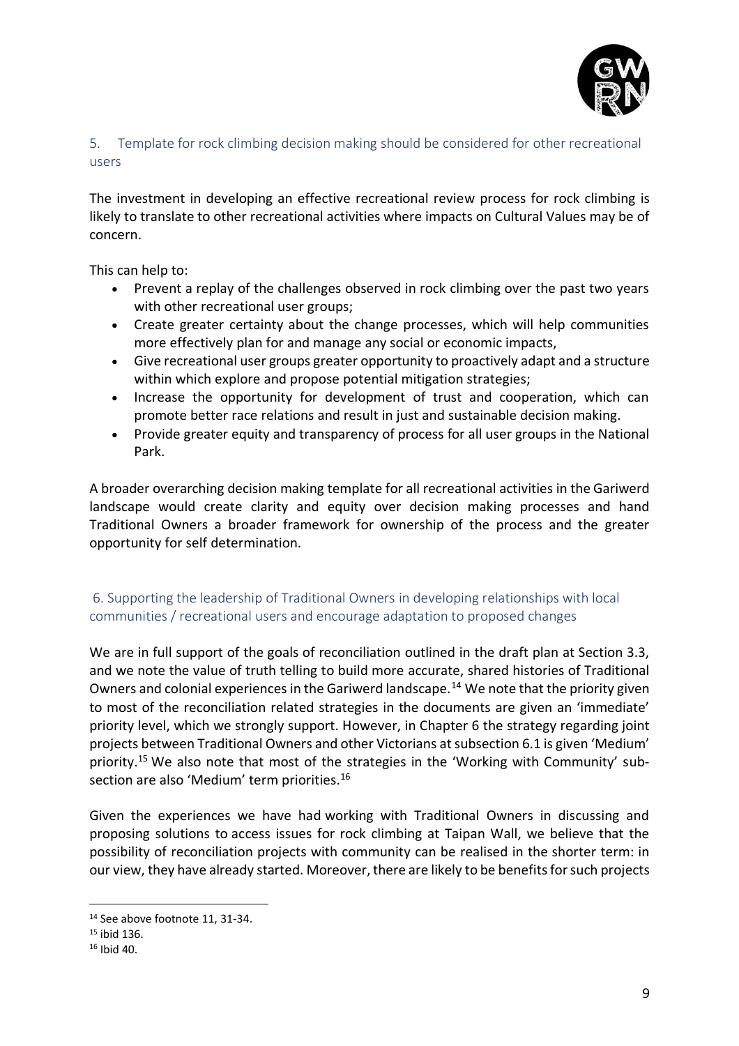## 5. Template for rock climbing decision making should be considered for other recreational users

The investment in developing an effective recreational review process for rock climbing is likely to translate to other recreational activities where impacts on Cultural Values may be of concern.

This can help to:

- Prevent a replay of the challenges observed in rock climbing over the past two years with other recreational user groups;
- Create greater certainty about the change processes, which will help communities more effectively plan for and manage any social or economic impacts,
- Give recreational user groups greater opportunity to proactively adapt and a structure within which explore and propose potential mitigation strategies;
- Increase the opportunity for development of trust and cooperation, which can promote better race relations and result in just and sustainable decision making.
- Provide greater equity and transparency of process for all user groups in the National Park.

A broader overarching decision making template for all recreational activities in the Gariwerd landscape would create clarity and equity over decision making processes and hand Traditional Owners a broader framework for ownership of the process and the greater opportunity for self determination.

## 6. Supporting the leadership of Traditional Owners in developing relationships with local communities / recreational users and encourage adaptation to proposed changes

We are in full support of the goals of reconciliation outlined in the draft plan at Section 3.3, and we note the value of truth telling to build more accurate, shared histories of Traditional Owners and colonial experiences in the Gariwerd landscape.[14] We note that the priority given to most of the reconciliation related strategies in the documents are given an 'immediate' priority level, which we strongly support. However, in Chapter 6 the strategy regarding joint projects between Traditional Owners and other Victorians at subsection 6.1 is given 'Medium' priority.[15] We also note that most of the strategies in the 'Working with Community' sub-section are also 'Medium' term priorities.[16]

Given the experiences we have had working with Traditional Owners in discussing and proposing solutions to access issues for rock climbing at Taipan Wall, we believe that the possibility of reconciliation projects with community can be realised in the shorter term: in our view, they have already started. Moreover, there are likely to be benefits for such projects

---

[14] See above footnote 11, 31-34.

[15] ibid 136.

[16] Ibid 40.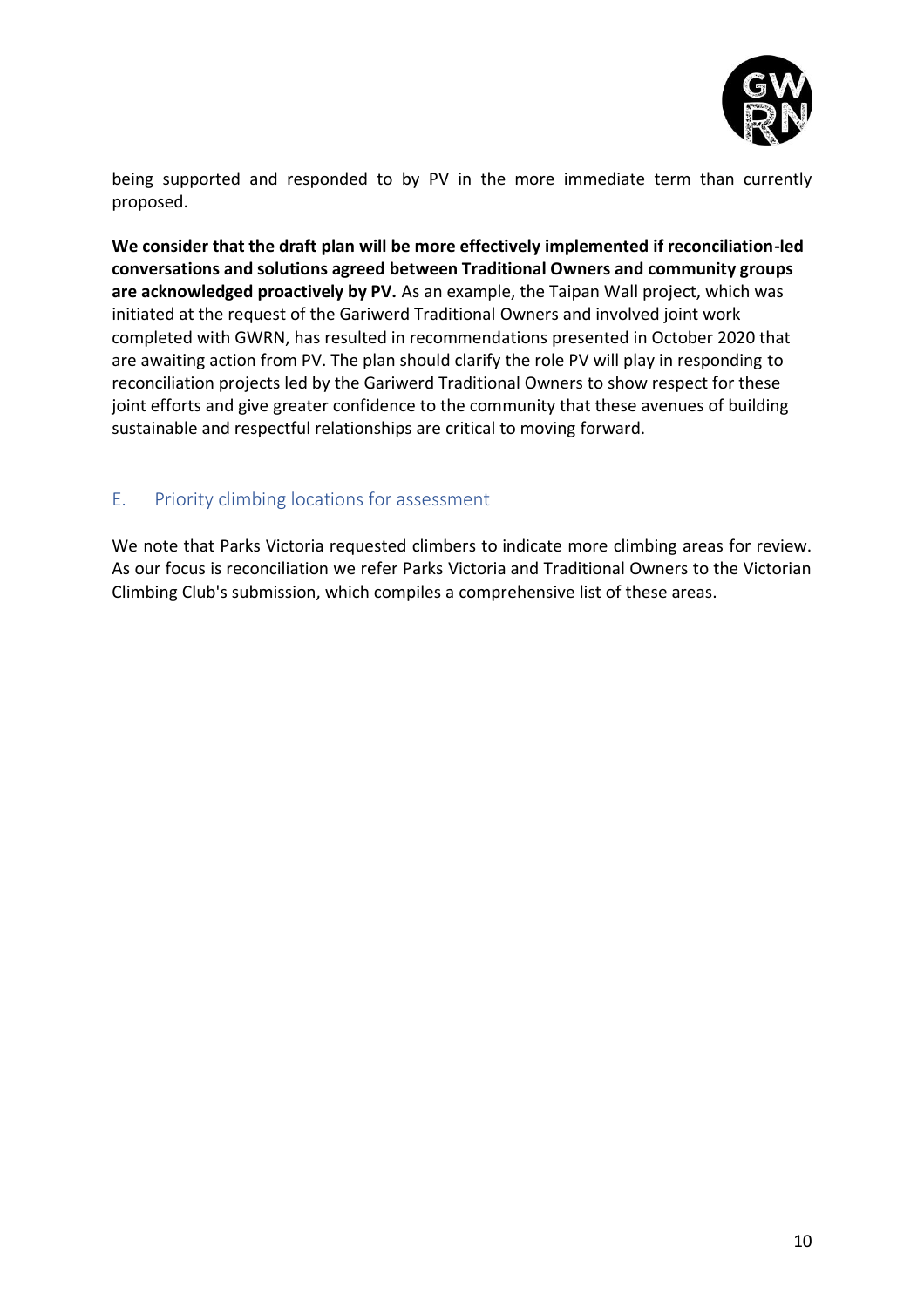being supported and responded to by PV in the more immediate term than currently proposed.

**We consider that the draft plan will be more effectively implemented if reconciliation-led conversations and solutions agreed between Traditional Owners and community groups are acknowledged proactively by PV.** As an example, the Taipan Wall project, which was initiated at the request of the Gariwerd Traditional Owners and involved joint work completed with GWRN, has resulted in recommendations presented in October 2020 that are awaiting action from PV. The plan should clarify the role PV will play in responding to reconciliation projects led by the Gariwerd Traditional Owners to show respect for these joint efforts and give greater confidence to the community that these avenues of building sustainable and respectful relationships are critical to moving forward.

## E. Priority climbing locations for assessment

We note that Parks Victoria requested climbers to indicate more climbing areas for review. As our focus is reconciliation we refer Parks Victoria and Traditional Owners to the Victorian Climbing Club's submission, which compiles a comprehensive list of these areas.